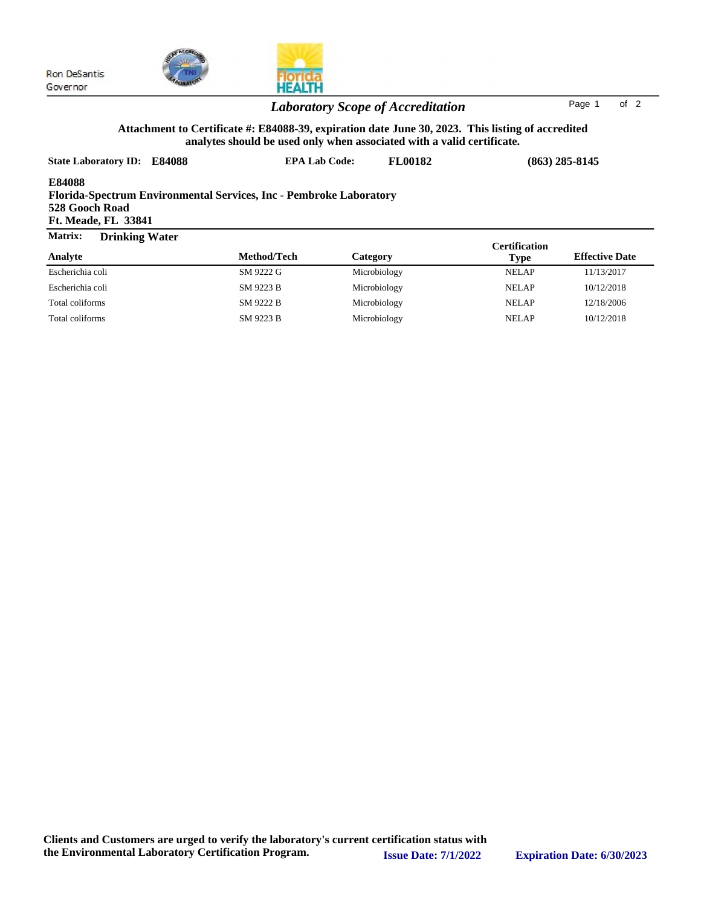Ron DeSantis
Governor

## *Laboratory Scope of Accreditation*

**Attachment to Certificate #: E84088-39, expiration date June 30, 2023. This listing of accredited analytes should be used only when associated with a valid certificate.**

**State Laboratory ID: E84088** &nbsp;&nbsp;&nbsp; **EPA Lab Code: FL00182** &nbsp;&nbsp;&nbsp; **(863) 285-8145**

**E84088**
**Florida-Spectrum Environmental Services, Inc - Pembroke Laboratory**
**528 Gooch Road**
**Ft. Meade, FL 33841**

**Matrix: Drinking Water**

| Analyte | Method/Tech | Category | Certification Type | Effective Date |
|---|---|---|---|---|
| Escherichia coli | SM 9222 G | Microbiology | NELAP | 11/13/2017 |
| Escherichia coli | SM 9223 B | Microbiology | NELAP | 10/12/2018 |
| Total coliforms | SM 9222 B | Microbiology | NELAP | 12/18/2006 |
| Total coliforms | SM 9223 B | Microbiology | NELAP | 10/12/2018 |

**Clients and Customers are urged to verify the laboratory's current certification status with the Environmental Laboratory Certification Program.**

**Issue Date: 7/1/2022** &nbsp;&nbsp;&nbsp; **Expiration Date: 6/30/2023**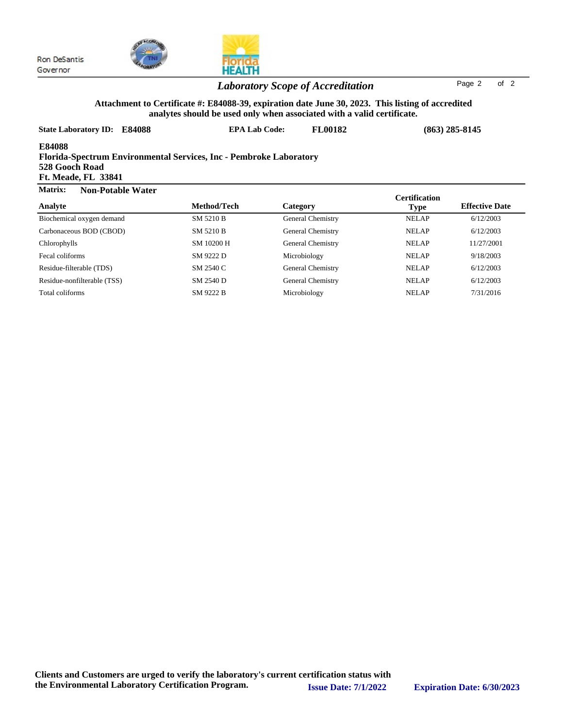Ron DeSantis
Governor

## *Laboratory Scope of Accreditation*

**Attachment to Certificate #: E84088-39, expiration date June 30, 2023. This listing of accredited analytes should be used only when associated with a valid certificate.**

**State Laboratory ID: E84088** **EPA Lab Code: FL00182** **(863) 285-8145**

**E84088**
**Florida-Spectrum Environmental Services, Inc - Pembroke Laboratory**
**528 Gooch Road**
**Ft. Meade, FL 33841**

**Matrix: Non-Potable Water**

| Analyte | Method/Tech | Category | Certification Type | Effective Date |
|---|---|---|---|---|
| Biochemical oxygen demand | SM 5210 B | General Chemistry | NELAP | 6/12/2003 |
| Carbonaceous BOD (CBOD) | SM 5210 B | General Chemistry | NELAP | 6/12/2003 |
| Chlorophylls | SM 10200 H | General Chemistry | NELAP | 11/27/2001 |
| Fecal coliforms | SM 9222 D | Microbiology | NELAP | 9/18/2003 |
| Residue-filterable (TDS) | SM 2540 C | General Chemistry | NELAP | 6/12/2003 |
| Residue-nonfilterable (TSS) | SM 2540 D | General Chemistry | NELAP | 6/12/2003 |
| Total coliforms | SM 9222 B | Microbiology | NELAP | 7/31/2016 |

**Clients and Customers are urged to verify the laboratory's current certification status with the Environmental Laboratory Certification Program.** **Issue Date: 7/1/2022** **Expiration Date: 6/30/2023**